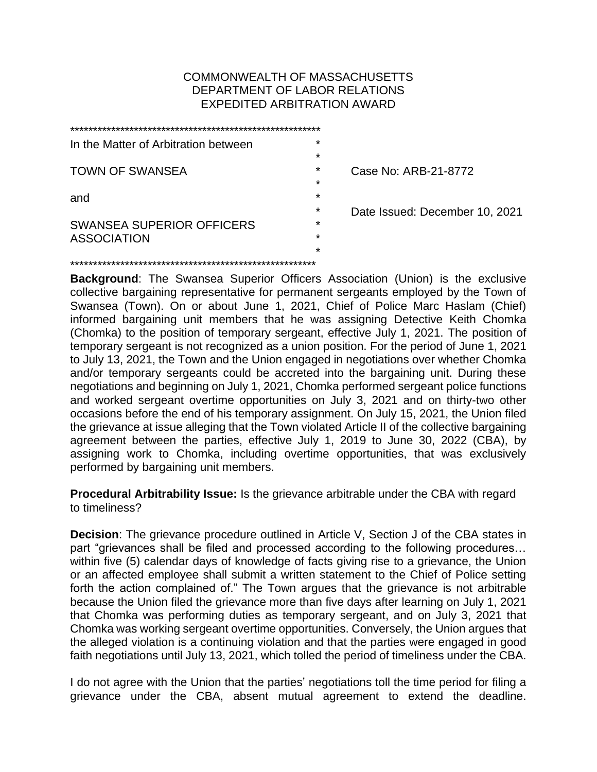COMMONWEALTH OF MASSACHUSETTS
DEPARTMENT OF LABOR RELATIONS
EXPEDITED ARBITRATION AWARD

| | |
|---|---|
| In the Matter of Arbitration between | |
| TOWN OF SWANSEA | Case No: ARB-21-8772 |
| and | Date Issued: December 10, 2021 |
| SWANSEA SUPERIOR OFFICERS ASSOCIATION | |

**Background**: The Swansea Superior Officers Association (Union) is the exclusive collective bargaining representative for permanent sergeants employed by the Town of Swansea (Town). On or about June 1, 2021, Chief of Police Marc Haslam (Chief) informed bargaining unit members that he was assigning Detective Keith Chomka (Chomka) to the position of temporary sergeant, effective July 1, 2021. The position of temporary sergeant is not recognized as a union position. For the period of June 1, 2021 to July 13, 2021, the Town and the Union engaged in negotiations over whether Chomka and/or temporary sergeants could be accreted into the bargaining unit. During these negotiations and beginning on July 1, 2021, Chomka performed sergeant police functions and worked sergeant overtime opportunities on July 3, 2021 and on thirty-two other occasions before the end of his temporary assignment. On July 15, 2021, the Union filed the grievance at issue alleging that the Town violated Article II of the collective bargaining agreement between the parties, effective July 1, 2019 to June 30, 2022 (CBA), by assigning work to Chomka, including overtime opportunities, that was exclusively performed by bargaining unit members.

**Procedural Arbitrability Issue:** Is the grievance arbitrable under the CBA with regard to timeliness?

**Decision**: The grievance procedure outlined in Article V, Section J of the CBA states in part "grievances shall be filed and processed according to the following procedures… within five (5) calendar days of knowledge of facts giving rise to a grievance, the Union or an affected employee shall submit a written statement to the Chief of Police setting forth the action complained of." The Town argues that the grievance is not arbitrable because the Union filed the grievance more than five days after learning on July 1, 2021 that Chomka was performing duties as temporary sergeant, and on July 3, 2021 that Chomka was working sergeant overtime opportunities. Conversely, the Union argues that the alleged violation is a continuing violation and that the parties were engaged in good faith negotiations until July 13, 2021, which tolled the period of timeliness under the CBA.

I do not agree with the Union that the parties' negotiations toll the time period for filing a grievance under the CBA, absent mutual agreement to extend the deadline.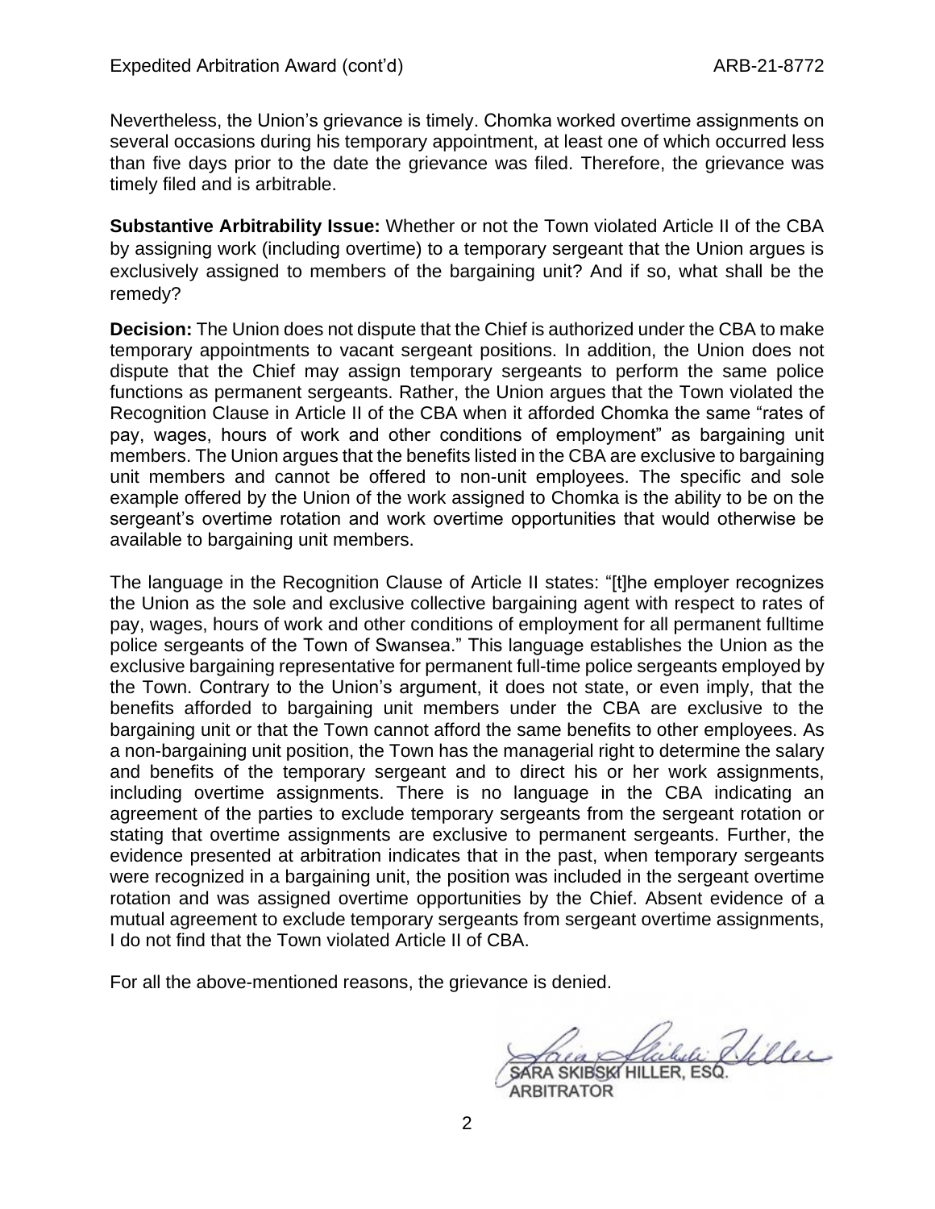Nevertheless, the Union's grievance is timely. Chomka worked overtime assignments on several occasions during his temporary appointment, at least one of which occurred less than five days prior to the date the grievance was filed. Therefore, the grievance was timely filed and is arbitrable.

**Substantive Arbitrability Issue:** Whether or not the Town violated Article II of the CBA by assigning work (including overtime) to a temporary sergeant that the Union argues is exclusively assigned to members of the bargaining unit? And if so, what shall be the remedy?

**Decision:** The Union does not dispute that the Chief is authorized under the CBA to make temporary appointments to vacant sergeant positions. In addition, the Union does not dispute that the Chief may assign temporary sergeants to perform the same police functions as permanent sergeants. Rather, the Union argues that the Town violated the Recognition Clause in Article II of the CBA when it afforded Chomka the same "rates of pay, wages, hours of work and other conditions of employment" as bargaining unit members. The Union argues that the benefits listed in the CBA are exclusive to bargaining unit members and cannot be offered to non-unit employees. The specific and sole example offered by the Union of the work assigned to Chomka is the ability to be on the sergeant's overtime rotation and work overtime opportunities that would otherwise be available to bargaining unit members.

The language in the Recognition Clause of Article II states: "[t]he employer recognizes the Union as the sole and exclusive collective bargaining agent with respect to rates of pay, wages, hours of work and other conditions of employment for all permanent fulltime police sergeants of the Town of Swansea." This language establishes the Union as the exclusive bargaining representative for permanent full-time police sergeants employed by the Town. Contrary to the Union's argument, it does not state, or even imply, that the benefits afforded to bargaining unit members under the CBA are exclusive to the bargaining unit or that the Town cannot afford the same benefits to other employees. As a non-bargaining unit position, the Town has the managerial right to determine the salary and benefits of the temporary sergeant and to direct his or her work assignments, including overtime assignments. There is no language in the CBA indicating an agreement of the parties to exclude temporary sergeants from the sergeant rotation or stating that overtime assignments are exclusive to permanent sergeants. Further, the evidence presented at arbitration indicates that in the past, when temporary sergeants were recognized in a bargaining unit, the position was included in the sergeant overtime rotation and was assigned overtime opportunities by the Chief. Absent evidence of a mutual agreement to exclude temporary sergeants from sergeant overtime assignments, I do not find that the Town violated Article II of CBA.

For all the above-mentioned reasons, the grievance is denied.

SARA SKIBSKI HILLER, ESQ.
ARBITRATOR